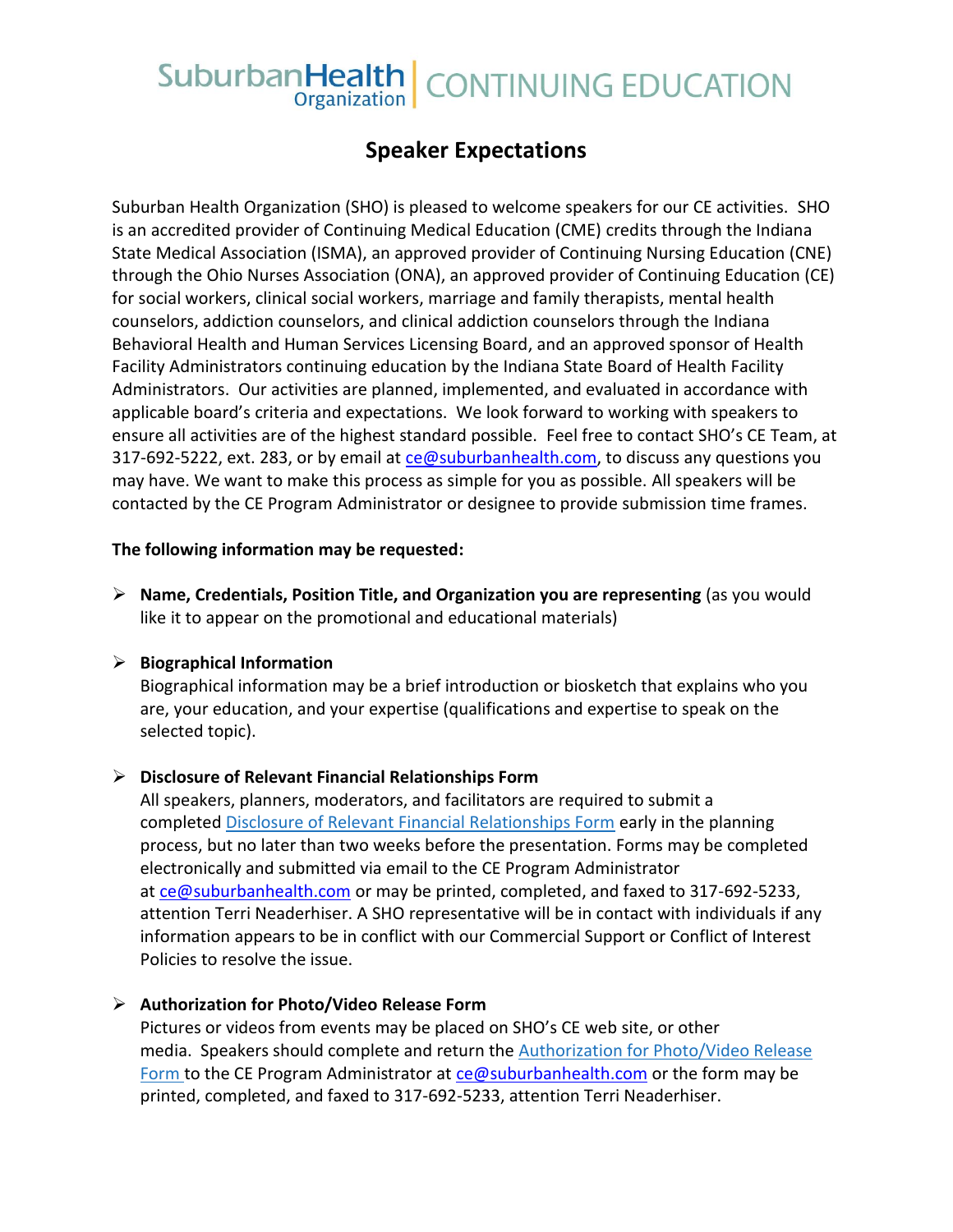SuburbanHealth Organization | CONTINUING EDUCATION

# Speaker Expectations

Suburban Health Organization (SHO) is pleased to welcome speakers for our CE activities. SHO is an accredited provider of Continuing Medical Education (CME) credits through the Indiana State Medical Association (ISMA), an approved provider of Continuing Nursing Education (CNE) through the Ohio Nurses Association (ONA), an approved provider of Continuing Education (CE) for social workers, clinical social workers, marriage and family therapists, mental health counselors, addiction counselors, and clinical addiction counselors through the Indiana Behavioral Health and Human Services Licensing Board, and an approved sponsor of Health Facility Administrators continuing education by the Indiana State Board of Health Facility Administrators. Our activities are planned, implemented, and evaluated in accordance with applicable board's criteria and expectations. We look forward to working with speakers to ensure all activities are of the highest standard possible. Feel free to contact SHO's CE Team, at 317-692-5222, ext. 283, or by email at ce@suburbanhealth.com, to discuss any questions you may have. We want to make this process as simple for you as possible. All speakers will be contacted by the CE Program Administrator or designee to provide submission time frames.

**The following information may be requested:**

- **Name, Credentials, Position Title, and Organization you are representing** (as you would like it to appear on the promotional and educational materials)

- **Biographical Information**
  Biographical information may be a brief introduction or biosketch that explains who you are, your education, and your expertise (qualifications and expertise to speak on the selected topic).

- **Disclosure of Relevant Financial Relationships Form**
  All speakers, planners, moderators, and facilitators are required to submit a completed Disclosure of Relevant Financial Relationships Form early in the planning process, but no later than two weeks before the presentation. Forms may be completed electronically and submitted via email to the CE Program Administrator at ce@suburbanhealth.com or may be printed, completed, and faxed to 317-692-5233, attention Terri Neaderhiser. A SHO representative will be in contact with individuals if any information appears to be in conflict with our Commercial Support or Conflict of Interest Policies to resolve the issue.

- **Authorization for Photo/Video Release Form**
  Pictures or videos from events may be placed on SHO's CE web site, or other media. Speakers should complete and return the Authorization for Photo/Video Release Form to the CE Program Administrator at ce@suburbanhealth.com or the form may be printed, completed, and faxed to 317-692-5233, attention Terri Neaderhiser.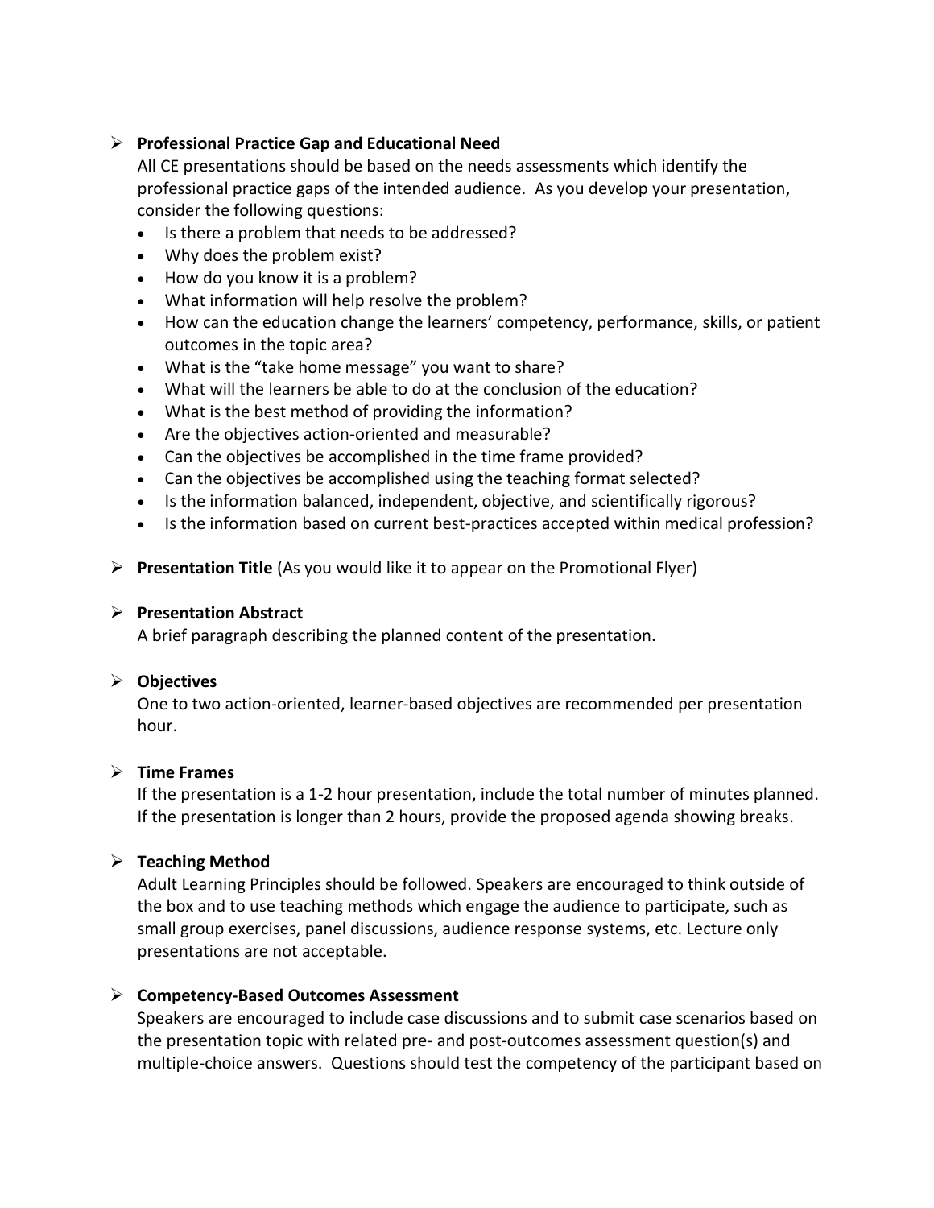- **Professional Practice Gap and Educational Need**

  All CE presentations should be based on the needs assessments which identify the professional practice gaps of the intended audience. As you develop your presentation, consider the following questions:

  - Is there a problem that needs to be addressed?
  - Why does the problem exist?
  - How do you know it is a problem?
  - What information will help resolve the problem?
  - How can the education change the learners' competency, performance, skills, or patient outcomes in the topic area?
  - What is the "take home message" you want to share?
  - What will the learners be able to do at the conclusion of the education?
  - What is the best method of providing the information?
  - Are the objectives action-oriented and measurable?
  - Can the objectives be accomplished in the time frame provided?
  - Can the objectives be accomplished using the teaching format selected?
  - Is the information balanced, independent, objective, and scientifically rigorous?
  - Is the information based on current best-practices accepted within medical profession?

- **Presentation Title** (As you would like it to appear on the Promotional Flyer)

- **Presentation Abstract**

  A brief paragraph describing the planned content of the presentation.

- **Objectives**

  One to two action-oriented, learner-based objectives are recommended per presentation hour.

- **Time Frames**

  If the presentation is a 1-2 hour presentation, include the total number of minutes planned. If the presentation is longer than 2 hours, provide the proposed agenda showing breaks.

- **Teaching Method**

  Adult Learning Principles should be followed. Speakers are encouraged to think outside of the box and to use teaching methods which engage the audience to participate, such as small group exercises, panel discussions, audience response systems, etc. Lecture only presentations are not acceptable.

- **Competency-Based Outcomes Assessment**

  Speakers are encouraged to include case discussions and to submit case scenarios based on the presentation topic with related pre- and post-outcomes assessment question(s) and multiple-choice answers. Questions should test the competency of the participant based on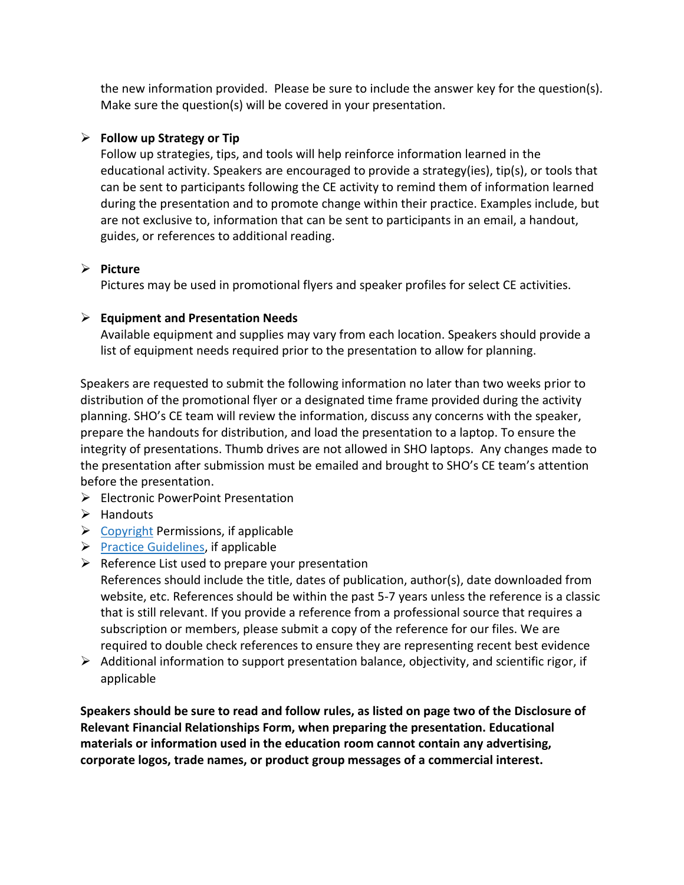the new information provided. Please be sure to include the answer key for the question(s). Make sure the question(s) will be covered in your presentation.

- **Follow up Strategy or Tip**
  Follow up strategies, tips, and tools will help reinforce information learned in the educational activity. Speakers are encouraged to provide a strategy(ies), tip(s), or tools that can be sent to participants following the CE activity to remind them of information learned during the presentation and to promote change within their practice. Examples include, but are not exclusive to, information that can be sent to participants in an email, a handout, guides, or references to additional reading.

- **Picture**
  Pictures may be used in promotional flyers and speaker profiles for select CE activities.

- **Equipment and Presentation Needs**
  Available equipment and supplies may vary from each location. Speakers should provide a list of equipment needs required prior to the presentation to allow for planning.

Speakers are requested to submit the following information no later than two weeks prior to distribution of the promotional flyer or a designated time frame provided during the activity planning. SHO's CE team will review the information, discuss any concerns with the speaker, prepare the handouts for distribution, and load the presentation to a laptop. To ensure the integrity of presentations. Thumb drives are not allowed in SHO laptops. Any changes made to the presentation after submission must be emailed and brought to SHO's CE team's attention before the presentation.

- Electronic PowerPoint Presentation
- Handouts
- Copyright Permissions, if applicable
- Practice Guidelines, if applicable
- Reference List used to prepare your presentation
  References should include the title, dates of publication, author(s), date downloaded from website, etc. References should be within the past 5-7 years unless the reference is a classic that is still relevant. If you provide a reference from a professional source that requires a subscription or members, please submit a copy of the reference for our files. We are required to double check references to ensure they are representing recent best evidence
- Additional information to support presentation balance, objectivity, and scientific rigor, if applicable

**Speakers should be sure to read and follow rules, as listed on page two of the Disclosure of Relevant Financial Relationships Form, when preparing the presentation. Educational materials or information used in the education room cannot contain any advertising, corporate logos, trade names, or product group messages of a commercial interest.**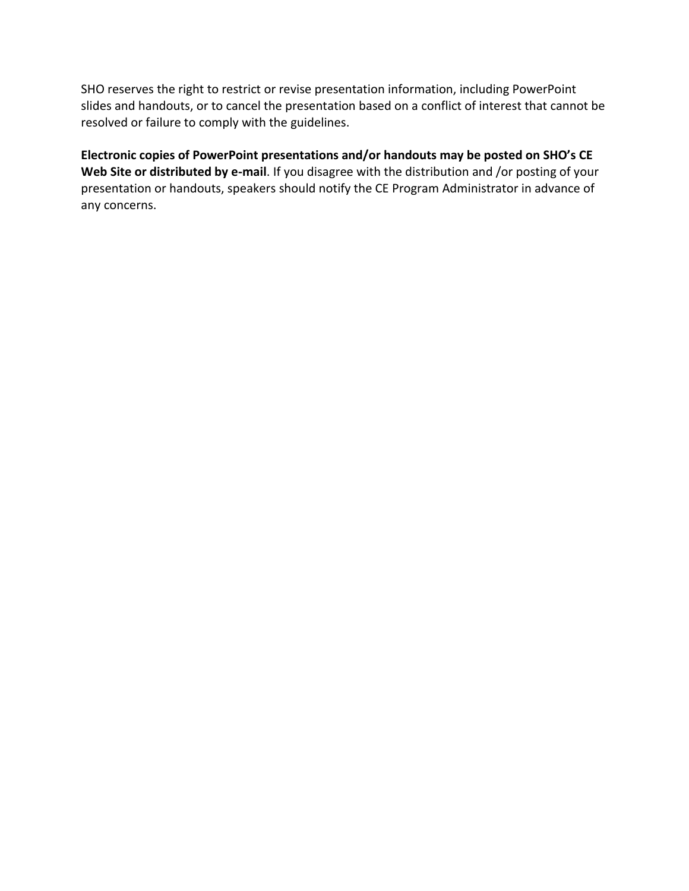SHO reserves the right to restrict or revise presentation information, including PowerPoint slides and handouts, or to cancel the presentation based on a conflict of interest that cannot be resolved or failure to comply with the guidelines.

**Electronic copies of PowerPoint presentations and/or handouts may be posted on SHO's CE Web Site or distributed by e-mail**. If you disagree with the distribution and /or posting of your presentation or handouts, speakers should notify the CE Program Administrator in advance of any concerns.